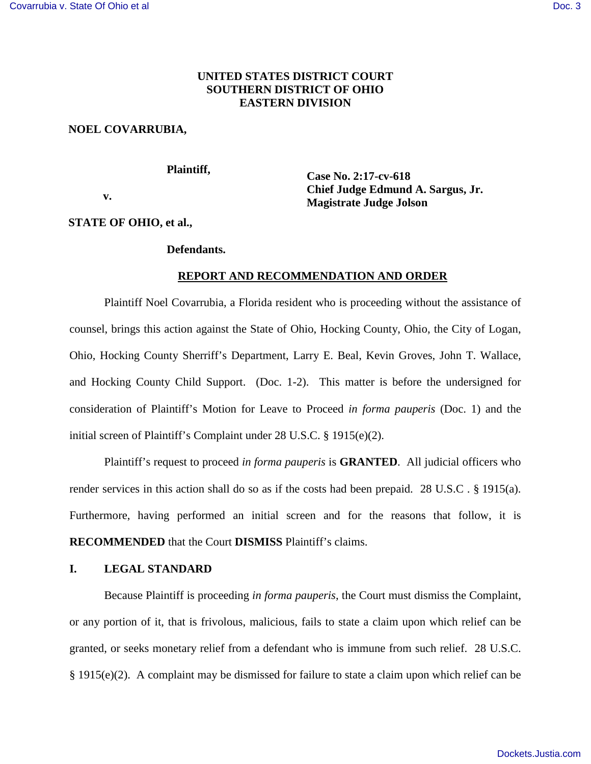**UNITED STATES DISTRICT COURT**
**SOUTHERN DISTRICT OF OHIO**
**EASTERN DIVISION**

**NOEL COVARRUBIA,**

**Plaintiff,**

**v.**

**STATE OF OHIO, et al.,**

**Defendants.**

**Case No. 2:17-cv-618**
**Chief Judge Edmund A. Sargus, Jr.**
**Magistrate Judge Jolson**

## REPORT AND RECOMMENDATION AND ORDER

Plaintiff Noel Covarrubia, a Florida resident who is proceeding without the assistance of counsel, brings this action against the State of Ohio, Hocking County, Ohio, the City of Logan, Ohio, Hocking County Sherriff's Department, Larry E. Beal, Kevin Groves, John T. Wallace, and Hocking County Child Support. (Doc. 1-2). This matter is before the undersigned for consideration of Plaintiff's Motion for Leave to Proceed *in forma pauperis* (Doc. 1) and the initial screen of Plaintiff's Complaint under 28 U.S.C. § 1915(e)(2).

Plaintiff's request to proceed *in forma pauperis* is **GRANTED**. All judicial officers who render services in this action shall do so as if the costs had been prepaid. 28 U.S.C . § 1915(a). Furthermore, having performed an initial screen and for the reasons that follow, it is **RECOMMENDED** that the Court **DISMISS** Plaintiff's claims.

## I. LEGAL STANDARD

Because Plaintiff is proceeding *in forma pauperis*, the Court must dismiss the Complaint, or any portion of it, that is frivolous, malicious, fails to state a claim upon which relief can be granted, or seeks monetary relief from a defendant who is immune from such relief. 28 U.S.C. § 1915(e)(2). A complaint may be dismissed for failure to state a claim upon which relief can be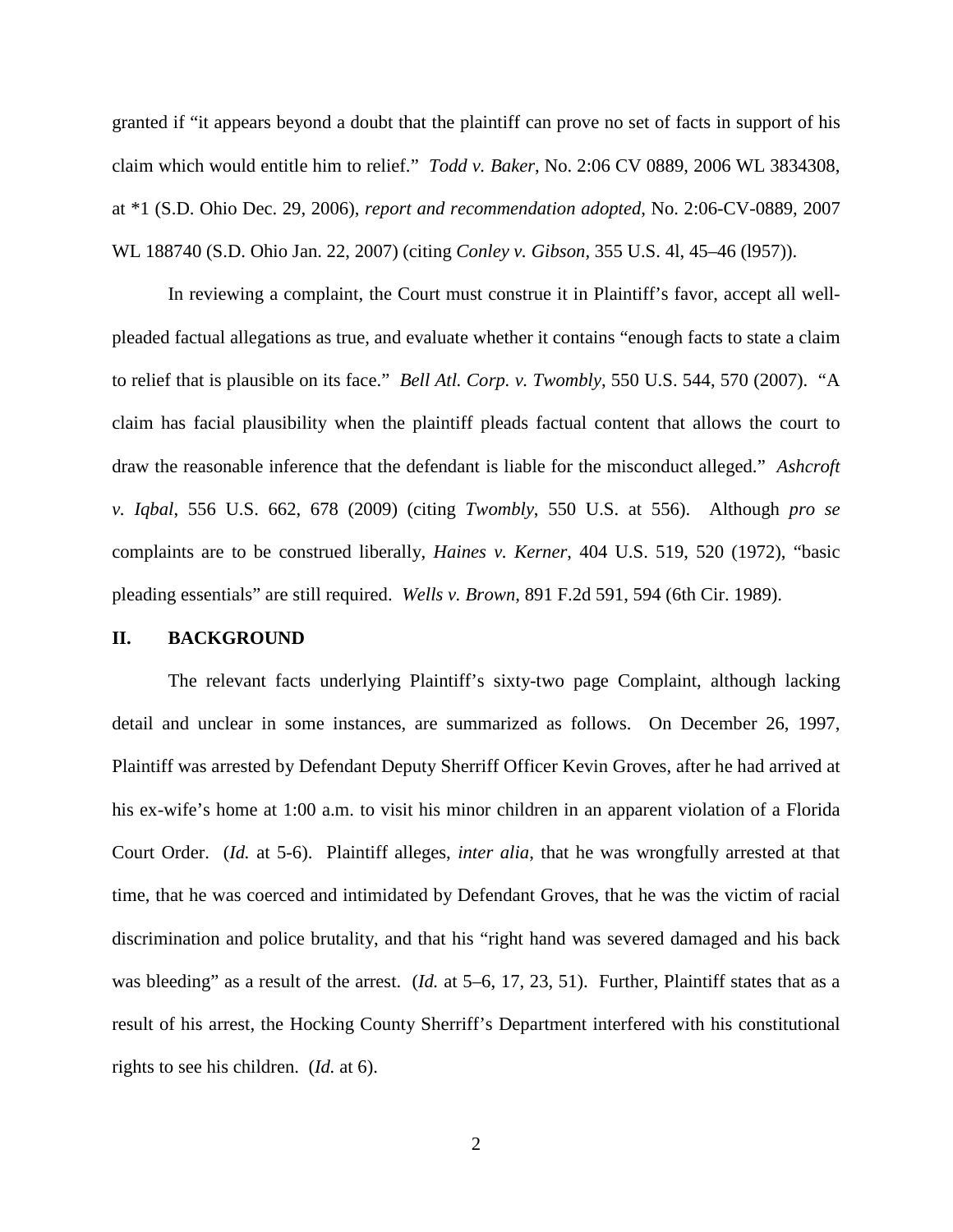granted if "it appears beyond a doubt that the plaintiff can prove no set of facts in support of his claim which would entitle him to relief." *Todd v. Baker*, No. 2:06 CV 0889, 2006 WL 3834308, at *1 (S.D. Ohio Dec. 29, 2006), *report and recommendation adopted*, No. 2:06-CV-0889, 2007 WL 188740 (S.D. Ohio Jan. 22, 2007) (citing *Conley v. Gibson*, 355 U.S. 4l, 45–46 (l957)).

In reviewing a complaint, the Court must construe it in Plaintiff's favor, accept all well-pleaded factual allegations as true, and evaluate whether it contains "enough facts to state a claim to relief that is plausible on its face." *Bell Atl. Corp. v. Twombly*, 550 U.S. 544, 570 (2007). "A claim has facial plausibility when the plaintiff pleads factual content that allows the court to draw the reasonable inference that the defendant is liable for the misconduct alleged." *Ashcroft v. Iqbal*, 556 U.S. 662, 678 (2009) (citing *Twombly*, 550 U.S. at 556). Although *pro se* complaints are to be construed liberally, *Haines v. Kerner*, 404 U.S. 519, 520 (1972), "basic pleading essentials" are still required. *Wells v. Brown*, 891 F.2d 591, 594 (6th Cir. 1989).

## II. BACKGROUND

The relevant facts underlying Plaintiff's sixty-two page Complaint, although lacking detail and unclear in some instances, are summarized as follows. On December 26, 1997, Plaintiff was arrested by Defendant Deputy Sherriff Officer Kevin Groves, after he had arrived at his ex-wife's home at 1:00 a.m. to visit his minor children in an apparent violation of a Florida Court Order. (*Id.* at 5-6). Plaintiff alleges, *inter alia*, that he was wrongfully arrested at that time, that he was coerced and intimidated by Defendant Groves, that he was the victim of racial discrimination and police brutality, and that his "right hand was severed damaged and his back was bleeding" as a result of the arrest. (*Id.* at 5–6, 17, 23, 51). Further, Plaintiff states that as a result of his arrest, the Hocking County Sherriff's Department interfered with his constitutional rights to see his children. (*Id.* at 6).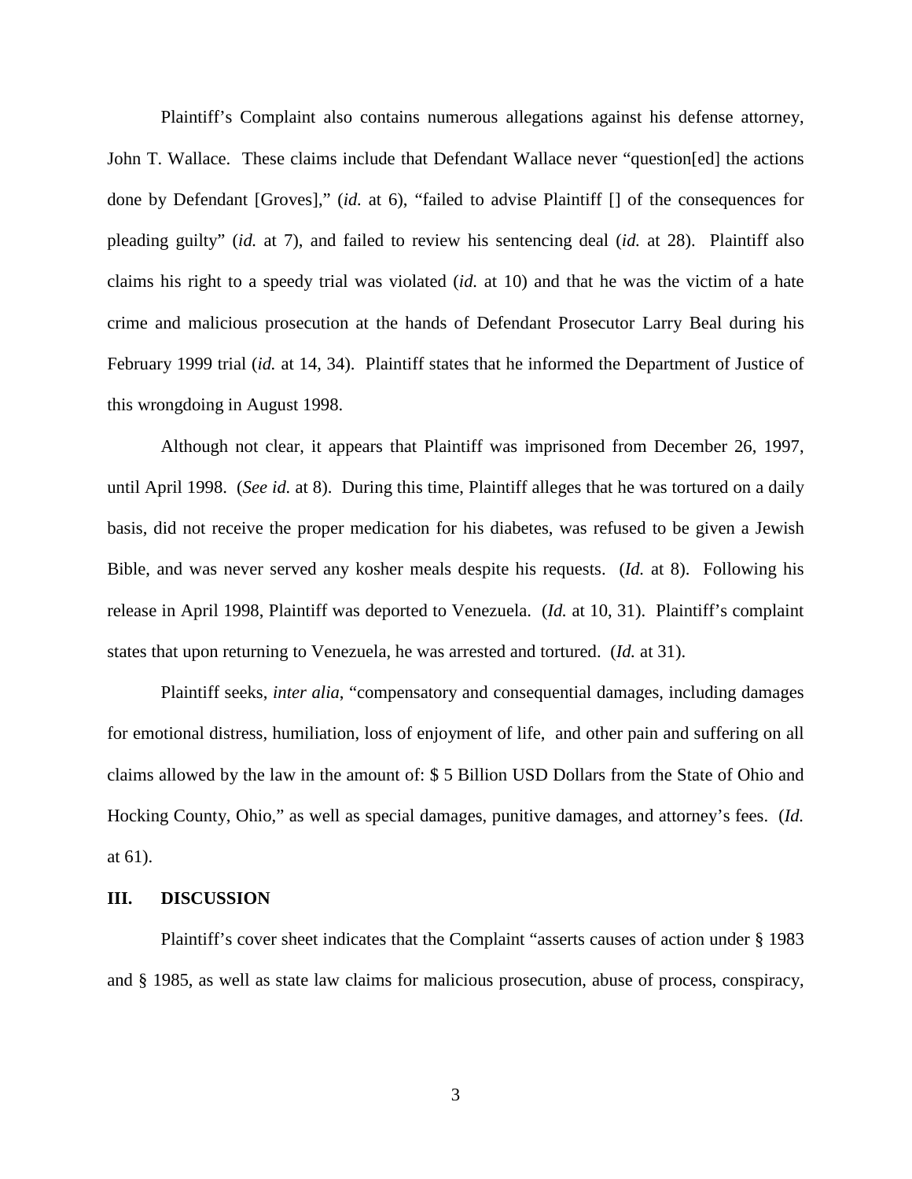Plaintiff's Complaint also contains numerous allegations against his defense attorney, John T. Wallace. These claims include that Defendant Wallace never "question[ed] the actions done by Defendant [Groves]," (*id.* at 6), "failed to advise Plaintiff [] of the consequences for pleading guilty" (*id.* at 7), and failed to review his sentencing deal (*id.* at 28). Plaintiff also claims his right to a speedy trial was violated (*id.* at 10) and that he was the victim of a hate crime and malicious prosecution at the hands of Defendant Prosecutor Larry Beal during his February 1999 trial (*id.* at 14, 34). Plaintiff states that he informed the Department of Justice of this wrongdoing in August 1998.

Although not clear, it appears that Plaintiff was imprisoned from December 26, 1997, until April 1998. (*See id.* at 8). During this time, Plaintiff alleges that he was tortured on a daily basis, did not receive the proper medication for his diabetes, was refused to be given a Jewish Bible, and was never served any kosher meals despite his requests. (*Id.* at 8). Following his release in April 1998, Plaintiff was deported to Venezuela. (*Id.* at 10, 31). Plaintiff's complaint states that upon returning to Venezuela, he was arrested and tortured. (*Id.* at 31).

Plaintiff seeks, *inter alia*, "compensatory and consequential damages, including damages for emotional distress, humiliation, loss of enjoyment of life, and other pain and suffering on all claims allowed by the law in the amount of: $ 5 Billion USD Dollars from the State of Ohio and Hocking County, Ohio," as well as special damages, punitive damages, and attorney's fees. (*Id.* at 61).

## III. DISCUSSION

Plaintiff's cover sheet indicates that the Complaint "asserts causes of action under § 1983 and § 1985, as well as state law claims for malicious prosecution, abuse of process, conspiracy,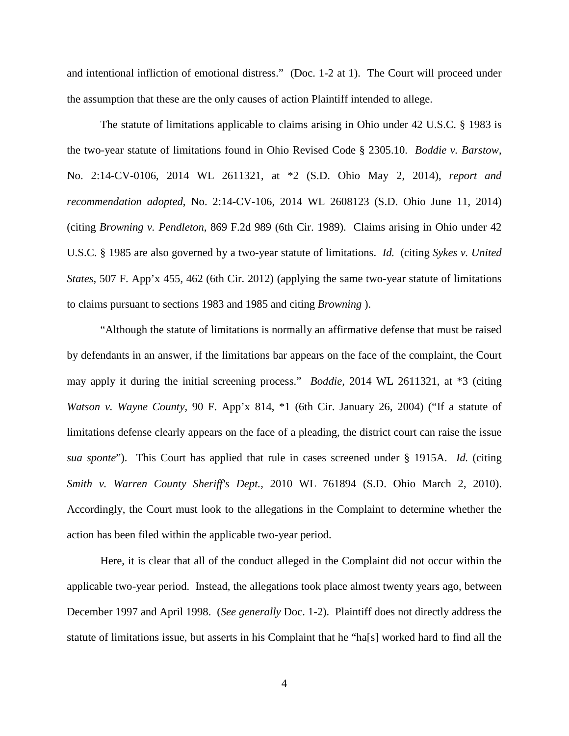and intentional infliction of emotional distress." (Doc. 1-2 at 1). The Court will proceed under the assumption that these are the only causes of action Plaintiff intended to allege.

The statute of limitations applicable to claims arising in Ohio under 42 U.S.C. § 1983 is the two-year statute of limitations found in Ohio Revised Code § 2305.10. *Boddie v. Barstow*, No. 2:14-CV-0106, 2014 WL 2611321, at *2 (S.D. Ohio May 2, 2014), *report and recommendation adopted*, No. 2:14-CV-106, 2014 WL 2608123 (S.D. Ohio June 11, 2014) (citing *Browning v. Pendleton*, 869 F.2d 989 (6th Cir. 1989). Claims arising in Ohio under 42 U.S.C. § 1985 are also governed by a two-year statute of limitations. *Id.* (citing *Sykes v. United States*, 507 F. App'x 455, 462 (6th Cir. 2012) (applying the same two-year statute of limitations to claims pursuant to sections 1983 and 1985 and citing *Browning* ).

"Although the statute of limitations is normally an affirmative defense that must be raised by defendants in an answer, if the limitations bar appears on the face of the complaint, the Court may apply it during the initial screening process." *Boddie*, 2014 WL 2611321, at *3 (citing *Watson v. Wayne County*, 90 F. App'x 814, *1 (6th Cir. January 26, 2004) ("If a statute of limitations defense clearly appears on the face of a pleading, the district court can raise the issue *sua sponte*"). This Court has applied that rule in cases screened under § 1915A. *Id.* (citing *Smith v. Warren County Sheriff's Dept.*, 2010 WL 761894 (S.D. Ohio March 2, 2010). Accordingly, the Court must look to the allegations in the Complaint to determine whether the action has been filed within the applicable two-year period.

Here, it is clear that all of the conduct alleged in the Complaint did not occur within the applicable two-year period. Instead, the allegations took place almost twenty years ago, between December 1997 and April 1998. (*See generally* Doc. 1-2). Plaintiff does not directly address the statute of limitations issue, but asserts in his Complaint that he "ha[s] worked hard to find all the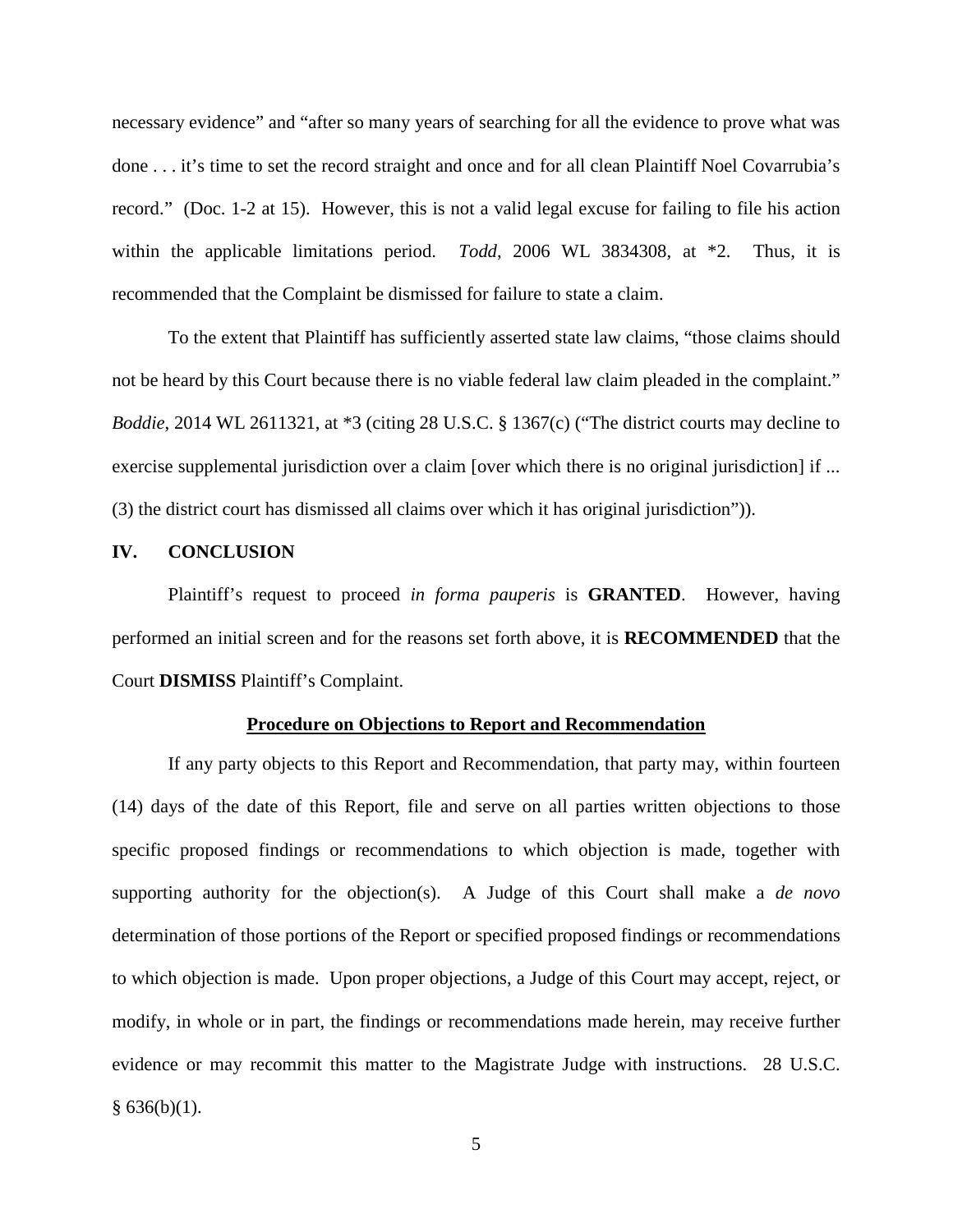necessary evidence" and "after so many years of searching for all the evidence to prove what was done . . . it's time to set the record straight and once and for all clean Plaintiff Noel Covarrubia's record." (Doc. 1-2 at 15). However, this is not a valid legal excuse for failing to file his action within the applicable limitations period. *Todd*, 2006 WL 3834308, at *2. Thus, it is recommended that the Complaint be dismissed for failure to state a claim.

To the extent that Plaintiff has sufficiently asserted state law claims, "those claims should not be heard by this Court because there is no viable federal law claim pleaded in the complaint." *Boddie*, 2014 WL 2611321, at *3 (citing 28 U.S.C. § 1367(c) ("The district courts may decline to exercise supplemental jurisdiction over a claim [over which there is no original jurisdiction] if ... (3) the district court has dismissed all claims over which it has original jurisdiction")).

## IV. CONCLUSION

Plaintiff's request to proceed *in forma pauperis* is **GRANTED**. However, having performed an initial screen and for the reasons set forth above, it is **RECOMMENDED** that the Court **DISMISS** Plaintiff's Complaint.

**Procedure on Objections to Report and Recommendation**

If any party objects to this Report and Recommendation, that party may, within fourteen (14) days of the date of this Report, file and serve on all parties written objections to those specific proposed findings or recommendations to which objection is made, together with supporting authority for the objection(s). A Judge of this Court shall make a *de novo* determination of those portions of the Report or specified proposed findings or recommendations to which objection is made. Upon proper objections, a Judge of this Court may accept, reject, or modify, in whole or in part, the findings or recommendations made herein, may receive further evidence or may recommit this matter to the Magistrate Judge with instructions. 28 U.S.C. § 636(b)(1).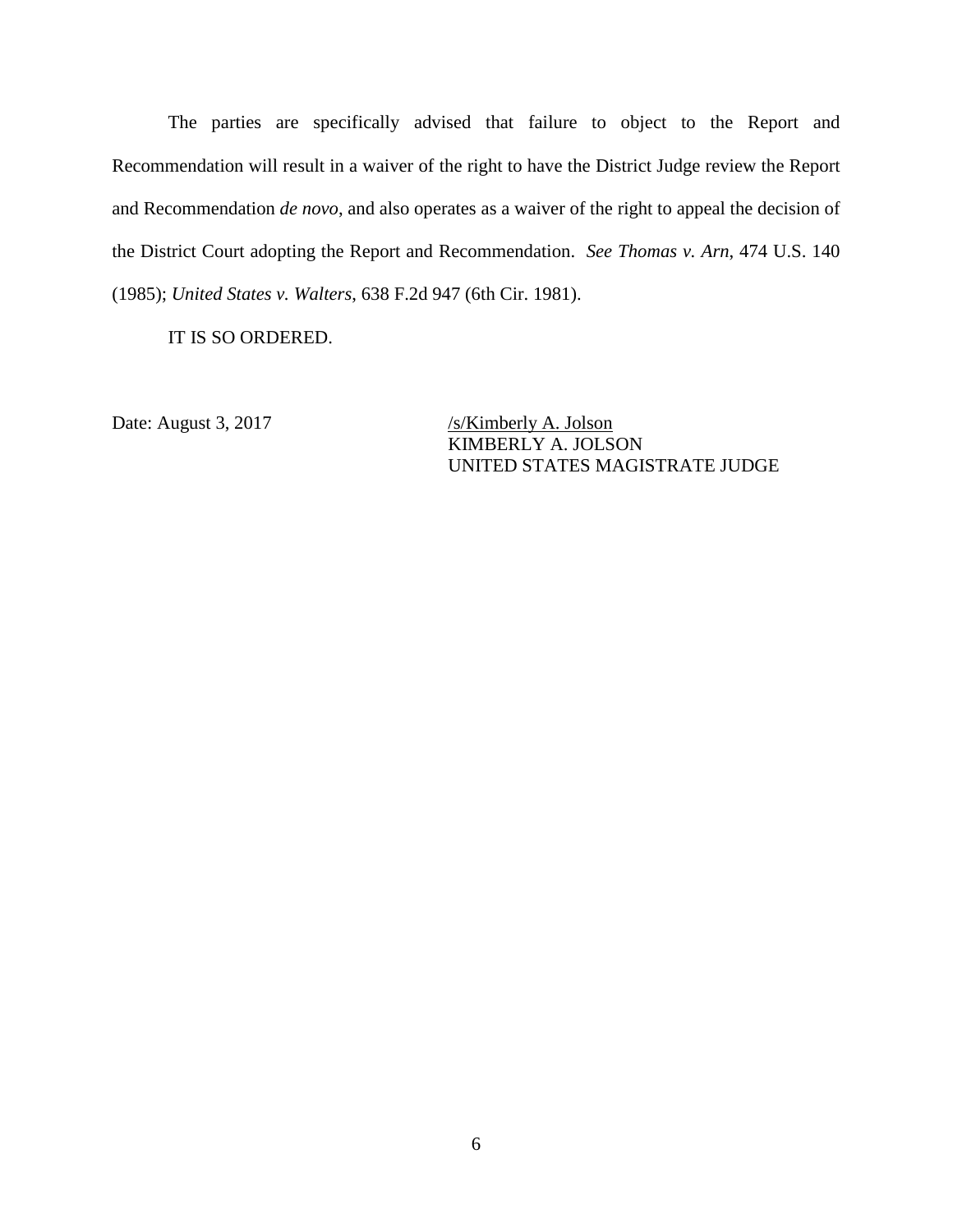The parties are specifically advised that failure to object to the Report and Recommendation will result in a waiver of the right to have the District Judge review the Report and Recommendation *de novo*, and also operates as a waiver of the right to appeal the decision of the District Court adopting the Report and Recommendation. *See Thomas v. Arn*, 474 U.S. 140 (1985); *United States v. Walters*, 638 F.2d 947 (6th Cir. 1981).

IT IS SO ORDERED.

Date: August 3, 2017

/s/Kimberly A. Jolson
KIMBERLY A. JOLSON
UNITED STATES MAGISTRATE JUDGE